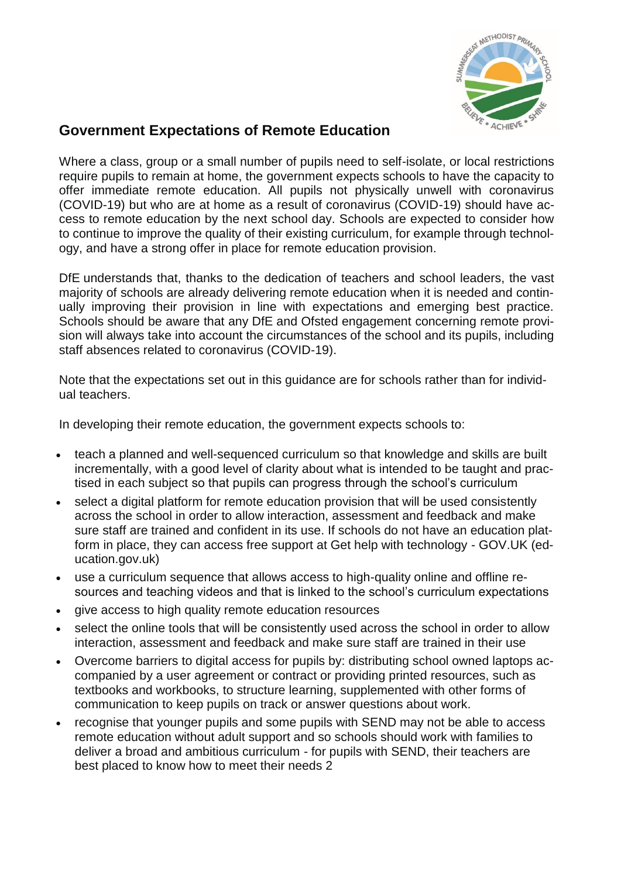## Government Expectations of Remote Education

Where a class, group or a small number of pupils need to self-isolate, or local restrictions require pupils to remain at home, the government expects schools to have the capacity to offer immediate remote education. All pupils not physically unwell with coronavirus (COVID-19) but who are at home as a result of coronavirus (COVID-19) should have access to remote education by the next school day. Schools are expected to consider how to continue to improve the quality of their existing curriculum, for example through technology, and have a strong offer in place for remote education provision.

DfE understands that, thanks to the dedication of teachers and school leaders, the vast majority of schools are already delivering remote education when it is needed and continually improving their provision in line with expectations and emerging best practice. Schools should be aware that any DfE and Ofsted engagement concerning remote provision will always take into account the circumstances of the school and its pupils, including staff absences related to coronavirus (COVID-19).

Note that the expectations set out in this guidance are for schools rather than for individual teachers.

In developing their remote education, the government expects schools to:

- teach a planned and well-sequenced curriculum so that knowledge and skills are built incrementally, with a good level of clarity about what is intended to be taught and practised in each subject so that pupils can progress through the school's curriculum
- select a digital platform for remote education provision that will be used consistently across the school in order to allow interaction, assessment and feedback and make sure staff are trained and confident in its use. If schools do not have an education platform in place, they can access free support at Get help with technology - GOV.UK (education.gov.uk)
- use a curriculum sequence that allows access to high-quality online and offline resources and teaching videos and that is linked to the school's curriculum expectations
- give access to high quality remote education resources
- select the online tools that will be consistently used across the school in order to allow interaction, assessment and feedback and make sure staff are trained in their use
- Overcome barriers to digital access for pupils by: distributing school owned laptops accompanied by a user agreement or contract or providing printed resources, such as textbooks and workbooks, to structure learning, supplemented with other forms of communication to keep pupils on track or answer questions about work.
- recognise that younger pupils and some pupils with SEND may not be able to access remote education without adult support and so schools should work with families to deliver a broad and ambitious curriculum - for pupils with SEND, their teachers are best placed to know how to meet their needs 2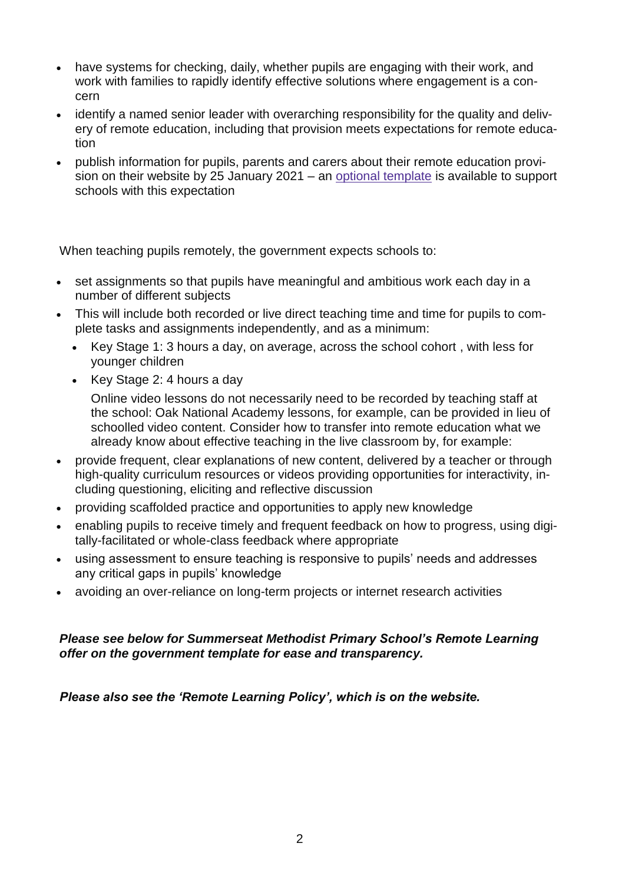- have systems for checking, daily, whether pupils are engaging with their work, and work with families to rapidly identify effective solutions where engagement is a concern
- identify a named senior leader with overarching responsibility for the quality and delivery of remote education, including that provision meets expectations for remote education
- publish information for pupils, parents and carers about their remote education provision on their website by 25 January 2021 – an optional template is available to support schools with this expectation

When teaching pupils remotely, the government expects schools to:

- set assignments so that pupils have meaningful and ambitious work each day in a number of different subjects
- This will include both recorded or live direct teaching time and time for pupils to complete tasks and assignments independently, and as a minimum:
  - Key Stage 1: 3 hours a day, on average, across the school cohort , with less for younger children
  - Key Stage 2: 4 hours a day

  Online video lessons do not necessarily need to be recorded by teaching staff at the school: Oak National Academy lessons, for example, can be provided in lieu of schoolled video content. Consider how to transfer into remote education what we already know about effective teaching in the live classroom by, for example:
- provide frequent, clear explanations of new content, delivered by a teacher or through high-quality curriculum resources or videos providing opportunities for interactivity, including questioning, eliciting and reflective discussion
- providing scaffolded practice and opportunities to apply new knowledge
- enabling pupils to receive timely and frequent feedback on how to progress, using digitally-facilitated or whole-class feedback where appropriate
- using assessment to ensure teaching is responsive to pupils' needs and addresses any critical gaps in pupils' knowledge
- avoiding an over-reliance on long-term projects or internet research activities

***Please see below for Summerseat Methodist Primary School's Remote Learning offer on the government template for ease and transparency.***

***Please also see the 'Remote Learning Policy', which is on the website.***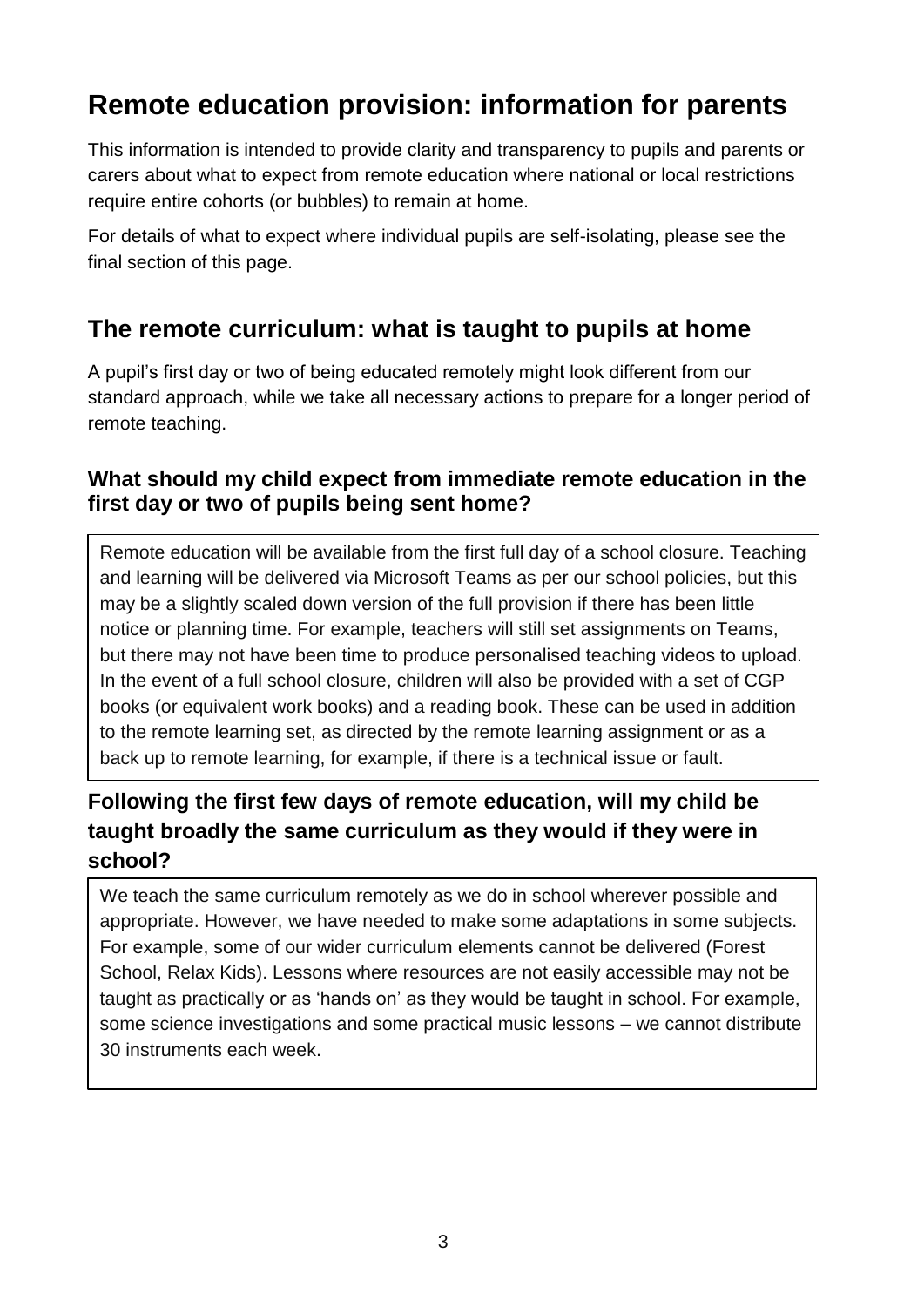# Remote education provision: information for parents

This information is intended to provide clarity and transparency to pupils and parents or carers about what to expect from remote education where national or local restrictions require entire cohorts (or bubbles) to remain at home.

For details of what to expect where individual pupils are self-isolating, please see the final section of this page.

## The remote curriculum: what is taught to pupils at home

A pupil's first day or two of being educated remotely might look different from our standard approach, while we take all necessary actions to prepare for a longer period of remote teaching.

### What should my child expect from immediate remote education in the first day or two of pupils being sent home?

Remote education will be available from the first full day of a school closure. Teaching and learning will be delivered via Microsoft Teams as per our school policies, but this may be a slightly scaled down version of the full provision if there has been little notice or planning time. For example, teachers will still set assignments on Teams, but there may not have been time to produce personalised teaching videos to upload. In the event of a full school closure, children will also be provided with a set of CGP books (or equivalent work books) and a reading book. These can be used in addition to the remote learning set, as directed by the remote learning assignment or as a back up to remote learning, for example, if there is a technical issue or fault.

### Following the first few days of remote education, will my child be taught broadly the same curriculum as they would if they were in school?

We teach the same curriculum remotely as we do in school wherever possible and appropriate. However, we have needed to make some adaptations in some subjects. For example, some of our wider curriculum elements cannot be delivered (Forest School, Relax Kids). Lessons where resources are not easily accessible may not be taught as practically or as 'hands on' as they would be taught in school. For example, some science investigations and some practical music lessons – we cannot distribute 30 instruments each week.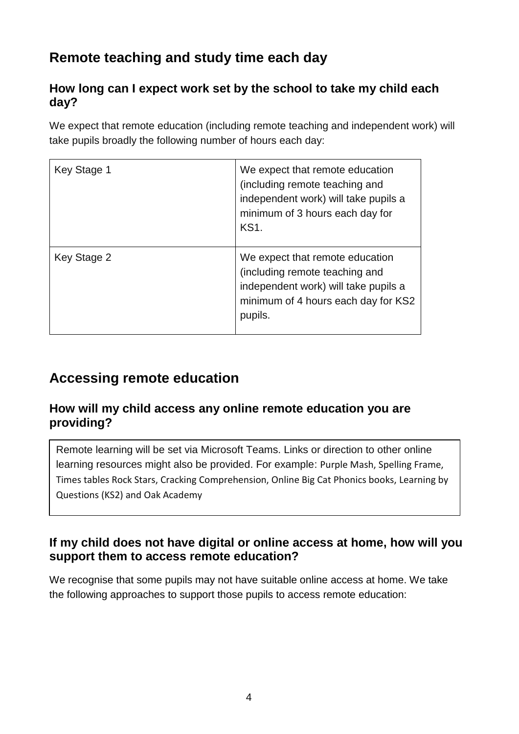## Remote teaching and study time each day

### How long can I expect work set by the school to take my child each day?

We expect that remote education (including remote teaching and independent work) will take pupils broadly the following number of hours each day:

| Key Stage 1 | We expect that remote education (including remote teaching and independent work) will take pupils a minimum of 3 hours each day for KS1. |
|---|---|
| Key Stage 2 | We expect that remote education (including remote teaching and independent work) will take pupils a minimum of 4 hours each day for KS2 pupils. |

## Accessing remote education

### How will my child access any online remote education you are providing?

Remote learning will be set via Microsoft Teams. Links or direction to other online learning resources might also be provided. For example: Purple Mash, Spelling Frame, Times tables Rock Stars, Cracking Comprehension, Online Big Cat Phonics books, Learning by Questions (KS2) and Oak Academy

### If my child does not have digital or online access at home, how will you support them to access remote education?

We recognise that some pupils may not have suitable online access at home. We take the following approaches to support those pupils to access remote education: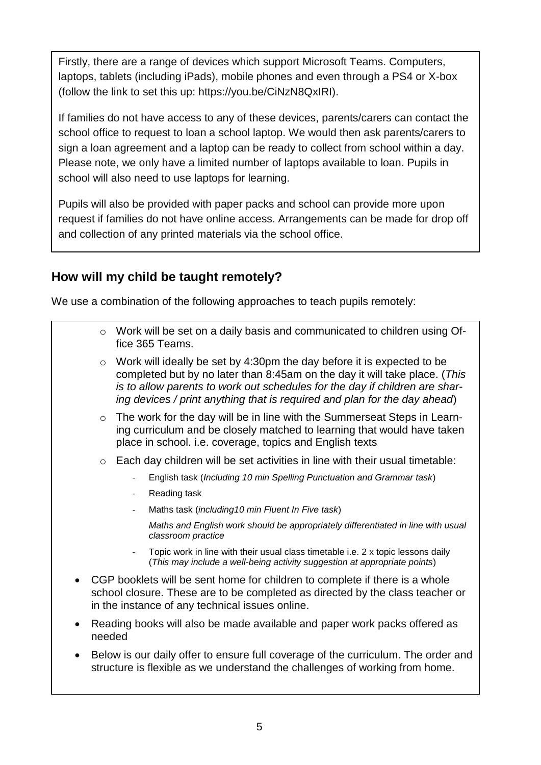Firstly, there are a range of devices which support Microsoft Teams. Computers, laptops, tablets (including iPads), mobile phones and even through a PS4 or X-box (follow the link to set this up: https://you.be/CiNzN8QxIRI).

If families do not have access to any of these devices, parents/carers can contact the school office to request to loan a school laptop. We would then ask parents/carers to sign a loan agreement and a laptop can be ready to collect from school within a day. Please note, we only have a limited number of laptops available to loan. Pupils in school will also need to use laptops for learning.

Pupils will also be provided with paper packs and school can provide more upon request if families do not have online access. Arrangements can be made for drop off and collection of any printed materials via the school office.

## How will my child be taught remotely?

We use a combination of the following approaches to teach pupils remotely:

- Work will be set on a daily basis and communicated to children using Office 365 Teams.
- Work will ideally be set by 4:30pm the day before it is expected to be completed but by no later than 8:45am on the day it will take place. (*This is to allow parents to work out schedules for the day if children are sharing devices / print anything that is required and plan for the day ahead*)
- The work for the day will be in line with the Summerseat Steps in Learning curriculum and be closely matched to learning that would have taken place in school. i.e. coverage, topics and English texts
- Each day children will be set activities in line with their usual timetable:
  - English task (*Including 10 min Spelling Punctuation and Grammar task*)
  - Reading task
  - Maths task (*including10 min Fluent In Five task*)

    *Maths and English work should be appropriately differentiated in line with usual classroom practice*
  - Topic work in line with their usual class timetable i.e. 2 x topic lessons daily (*This may include a well-being activity suggestion at appropriate points*)

- CGP booklets will be sent home for children to complete if there is a whole school closure. These are to be completed as directed by the class teacher or in the instance of any technical issues online.
- Reading books will also be made available and paper work packs offered as needed
- Below is our daily offer to ensure full coverage of the curriculum. The order and structure is flexible as we understand the challenges of working from home.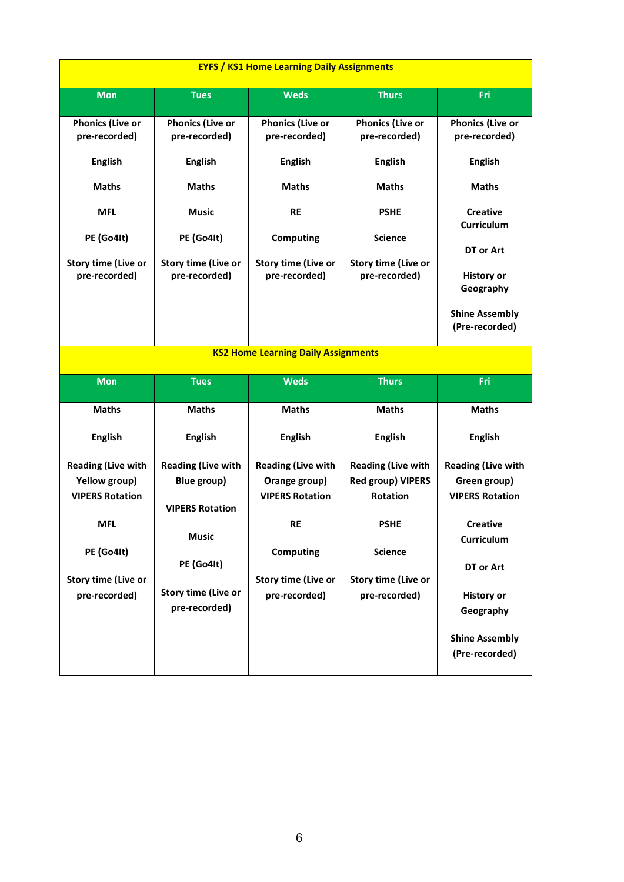| EYFS / KS1 Home Learning Daily Assignments | | | | |
|---|---|---|---|---|
| **Mon** | **Tues** | **Weds** | **Thurs** | **Fri** |
| Phonics (Live or pre-recorded) | Phonics (Live or pre-recorded) | Phonics (Live or pre-recorded) | Phonics (Live or pre-recorded) | Phonics (Live or pre-recorded) |
| English | English | English | English | English |
| Maths | Maths | Maths | Maths | Maths |
| MFL | Music | RE | PSHE | Creative Curriculum |
| PE (Go4It) | PE (Go4It) | Computing | Science | DT or Art |
| Story time (Live or pre-recorded) | Story time (Live or pre-recorded) | Story time (Live or pre-recorded) | Story time (Live or pre-recorded) | History or Geography |
| | | | | Shine Assembly (Pre-recorded) |

| KS2 Home Learning Daily Assignments | | | | |
|---|---|---|---|---|
| **Mon** | **Tues** | **Weds** | **Thurs** | **Fri** |
| Maths | Maths | Maths | Maths | Maths |
| English | English | English | English | English |
| Reading (Live with Yellow group) VIPERS Rotation | Reading (Live with Blue group) VIPERS Rotation | Reading (Live with Orange group) VIPERS Rotation | Reading (Live with Red group) VIPERS Rotation | Reading (Live with Green group) VIPERS Rotation |
| MFL | Music | RE | PSHE | Creative Curriculum |
| PE (Go4It) | PE (Go4It) | Computing | Science | DT or Art |
| Story time (Live or pre-recorded) | Story time (Live or pre-recorded) | Story time (Live or pre-recorded) | Story time (Live or pre-recorded) | History or Geography |
| | | | | Shine Assembly (Pre-recorded) |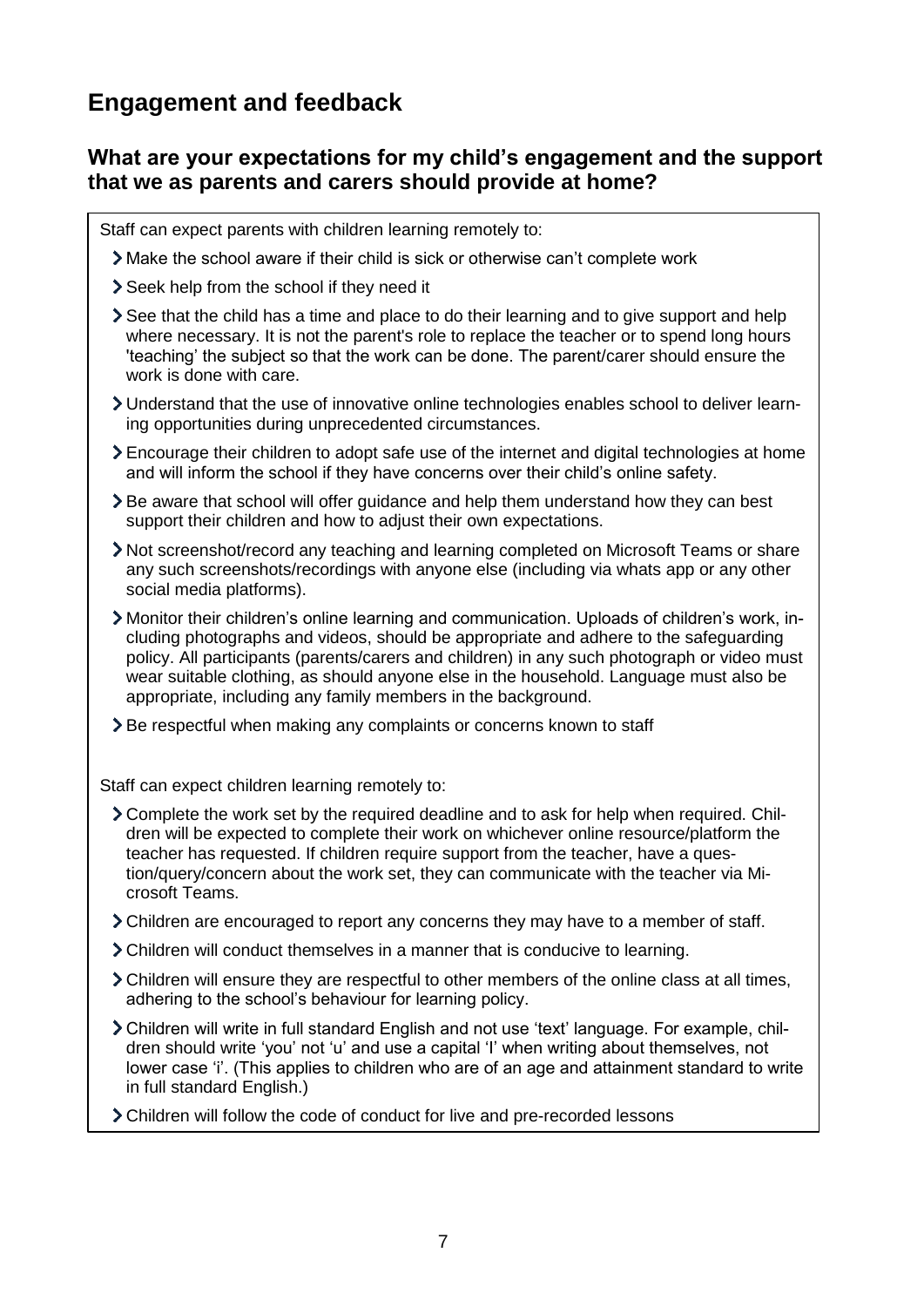## Engagement and feedback

### What are your expectations for my child's engagement and the support that we as parents and carers should provide at home?

Staff can expect parents with children learning remotely to:

- Make the school aware if their child is sick or otherwise can't complete work
- Seek help from the school if they need it
- See that the child has a time and place to do their learning and to give support and help where necessary. It is not the parent's role to replace the teacher or to spend long hours 'teaching' the subject so that the work can be done. The parent/carer should ensure the work is done with care.
- Understand that the use of innovative online technologies enables school to deliver learning opportunities during unprecedented circumstances.
- Encourage their children to adopt safe use of the internet and digital technologies at home and will inform the school if they have concerns over their child's online safety.
- Be aware that school will offer guidance and help them understand how they can best support their children and how to adjust their own expectations.
- Not screenshot/record any teaching and learning completed on Microsoft Teams or share any such screenshots/recordings with anyone else (including via whats app or any other social media platforms).
- Monitor their children's online learning and communication. Uploads of children's work, including photographs and videos, should be appropriate and adhere to the safeguarding policy. All participants (parents/carers and children) in any such photograph or video must wear suitable clothing, as should anyone else in the household. Language must also be appropriate, including any family members in the background.
- Be respectful when making any complaints or concerns known to staff

Staff can expect children learning remotely to:

- Complete the work set by the required deadline and to ask for help when required. Children will be expected to complete their work on whichever online resource/platform the teacher has requested. If children require support from the teacher, have a question/query/concern about the work set, they can communicate with the teacher via Microsoft Teams.
- Children are encouraged to report any concerns they may have to a member of staff.
- Children will conduct themselves in a manner that is conducive to learning.
- Children will ensure they are respectful to other members of the online class at all times, adhering to the school's behaviour for learning policy.
- Children will write in full standard English and not use 'text' language. For example, children should write 'you' not 'u' and use a capital 'I' when writing about themselves, not lower case 'i'. (This applies to children who are of an age and attainment standard to write in full standard English.)
- Children will follow the code of conduct for live and pre-recorded lessons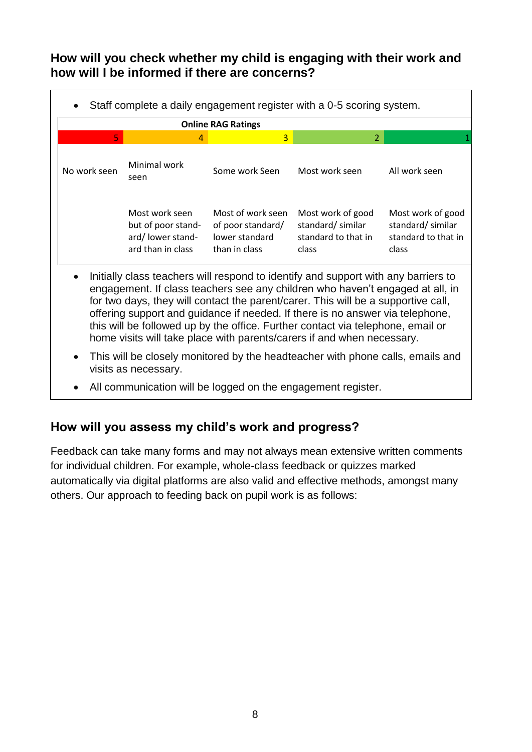## How will you check whether my child is engaging with their work and how will I be informed if there are concerns?

- Staff complete a daily engagement register with a 0-5 scoring system.

| Online RAG Ratings | | | | |
|---|---|---|---|---|
| 5 | 4 | 3 | 2 | 1 |
| No work seen | Minimal work seen | Some work Seen | Most work seen | All work seen |
| | Most work seen but of poor stand-ard/ lower stand-ard than in class | Most of work seen of poor standard/ lower standard than in class | Most work of good standard/ similar standard to that in class | Most work of good standard/ similar standard to that in class |

- Initially class teachers will respond to identify and support with any barriers to engagement. If class teachers see any children who haven't engaged at all, in for two days, they will contact the parent/carer. This will be a supportive call, offering support and guidance if needed. If there is no answer via telephone, this will be followed up by the office. Further contact via telephone, email or home visits will take place with parents/carers if and when necessary.
- This will be closely monitored by the headteacher with phone calls, emails and visits as necessary.
- All communication will be logged on the engagement register.

## How will you assess my child's work and progress?

Feedback can take many forms and may not always mean extensive written comments for individual children. For example, whole-class feedback or quizzes marked automatically via digital platforms are also valid and effective methods, amongst many others. Our approach to feeding back on pupil work is as follows: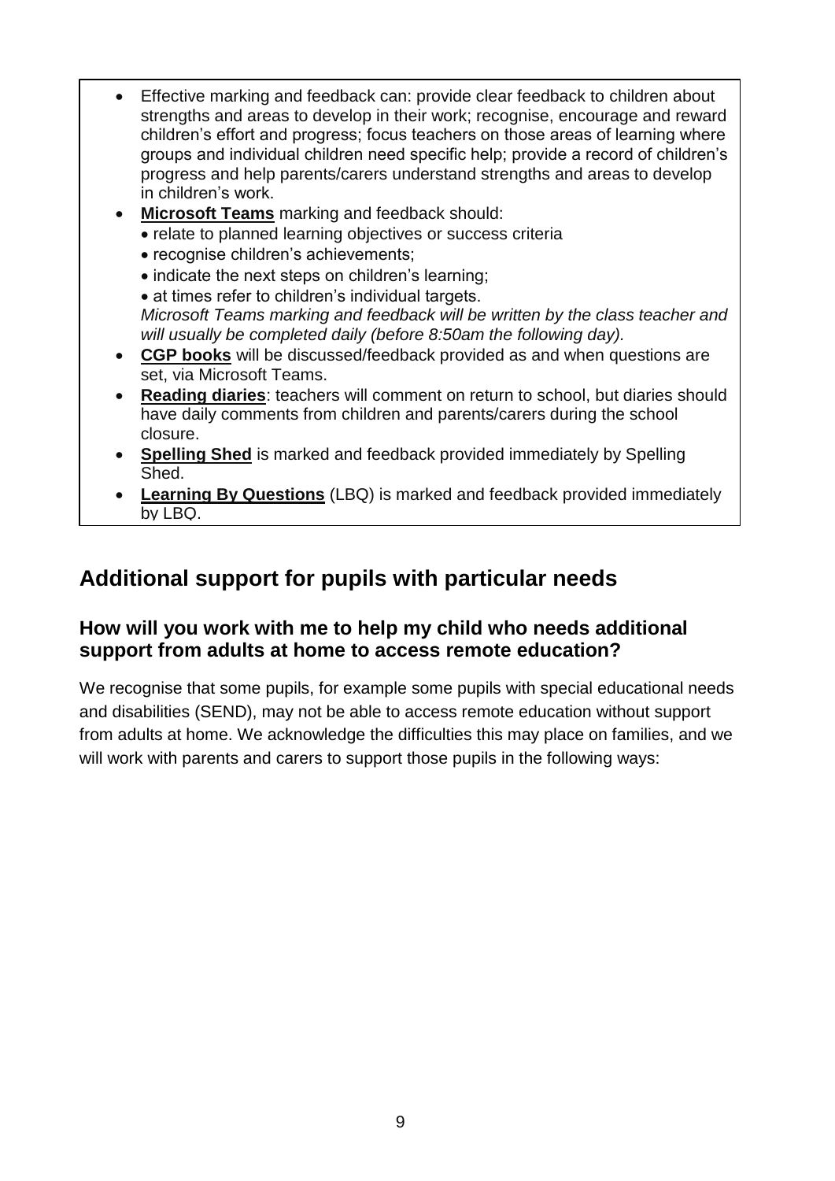- Effective marking and feedback can: provide clear feedback to children about strengths and areas to develop in their work; recognise, encourage and reward children's effort and progress; focus teachers on those areas of learning where groups and individual children need specific help; provide a record of children's progress and help parents/carers understand strengths and areas to develop in children's work.
- **Microsoft Teams** marking and feedback should:
  - relate to planned learning objectives or success criteria
  - recognise children's achievements;
  - indicate the next steps on children's learning;
  - at times refer to children's individual targets.

  *Microsoft Teams marking and feedback will be written by the class teacher and will usually be completed daily (before 8:50am the following day).*
- **CGP books** will be discussed/feedback provided as and when questions are set, via Microsoft Teams.
- **Reading diaries**: teachers will comment on return to school, but diaries should have daily comments from children and parents/carers during the school closure.
- **Spelling Shed** is marked and feedback provided immediately by Spelling Shed.
- **Learning By Questions** (LBQ) is marked and feedback provided immediately by LBQ.

## Additional support for pupils with particular needs

### How will you work with me to help my child who needs additional support from adults at home to access remote education?

We recognise that some pupils, for example some pupils with special educational needs and disabilities (SEND), may not be able to access remote education without support from adults at home. We acknowledge the difficulties this may place on families, and we will work with parents and carers to support those pupils in the following ways: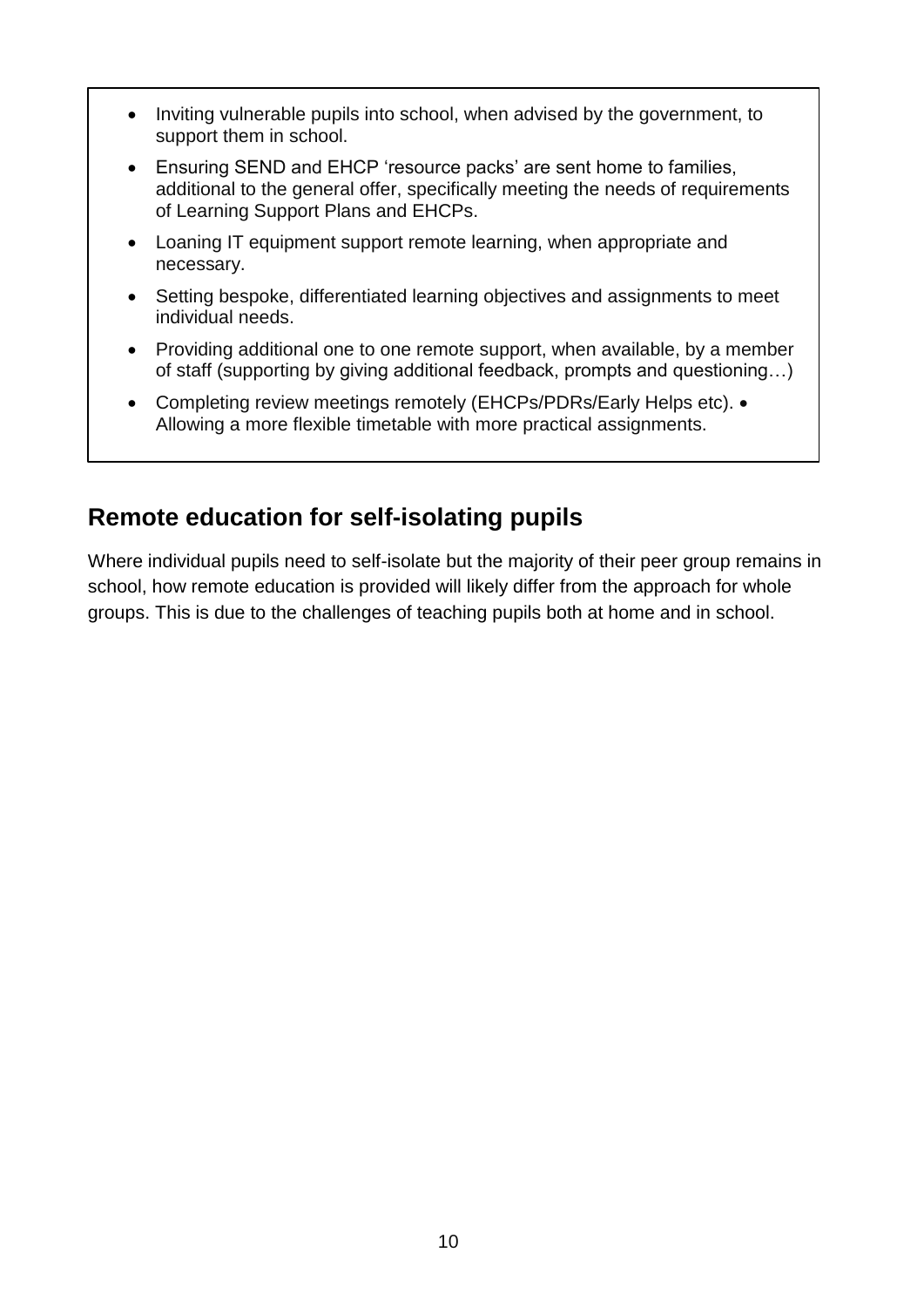- Inviting vulnerable pupils into school, when advised by the government, to support them in school.
- Ensuring SEND and EHCP 'resource packs' are sent home to families, additional to the general offer, specifically meeting the needs of requirements of Learning Support Plans and EHCPs.
- Loaning IT equipment support remote learning, when appropriate and necessary.
- Setting bespoke, differentiated learning objectives and assignments to meet individual needs.
- Providing additional one to one remote support, when available, by a member of staff (supporting by giving additional feedback, prompts and questioning…)
- Completing review meetings remotely (EHCPs/PDRs/Early Helps etc).
- Allowing a more flexible timetable with more practical assignments.

## Remote education for self-isolating pupils

Where individual pupils need to self-isolate but the majority of their peer group remains in school, how remote education is provided will likely differ from the approach for whole groups. This is due to the challenges of teaching pupils both at home and in school.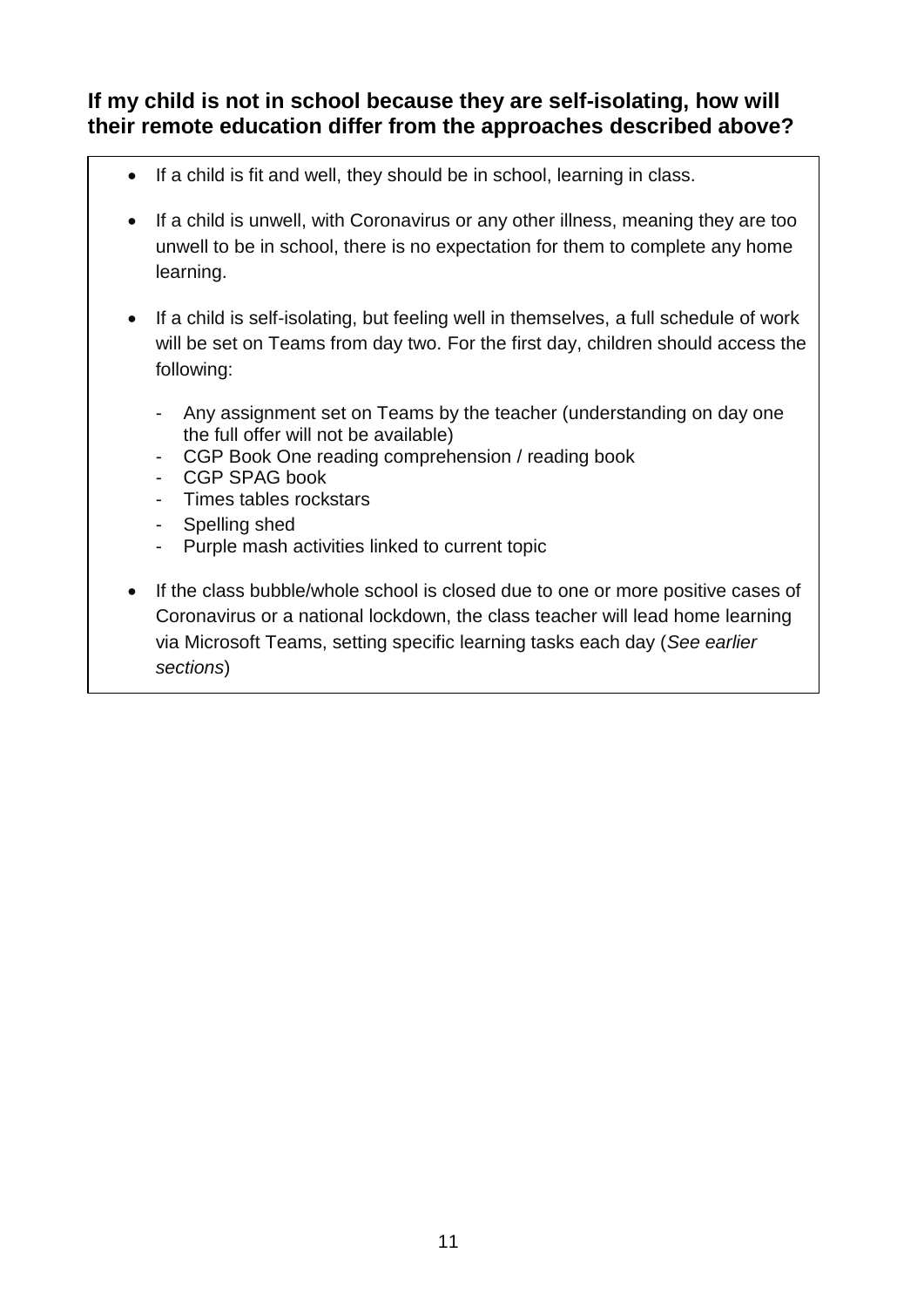### If my child is not in school because they are self-isolating, how will their remote education differ from the approaches described above?

- If a child is fit and well, they should be in school, learning in class.
- If a child is unwell, with Coronavirus or any other illness, meaning they are too unwell to be in school, there is no expectation for them to complete any home learning.
- If a child is self-isolating, but feeling well in themselves, a full schedule of work will be set on Teams from day two. For the first day, children should access the following:
  - Any assignment set on Teams by the teacher (understanding on day one the full offer will not be available)
  - CGP Book One reading comprehension / reading book
  - CGP SPAG book
  - Times tables rockstars
  - Spelling shed
  - Purple mash activities linked to current topic
- If the class bubble/whole school is closed due to one or more positive cases of Coronavirus or a national lockdown, the class teacher will lead home learning via Microsoft Teams, setting specific learning tasks each day (*See earlier sections*)